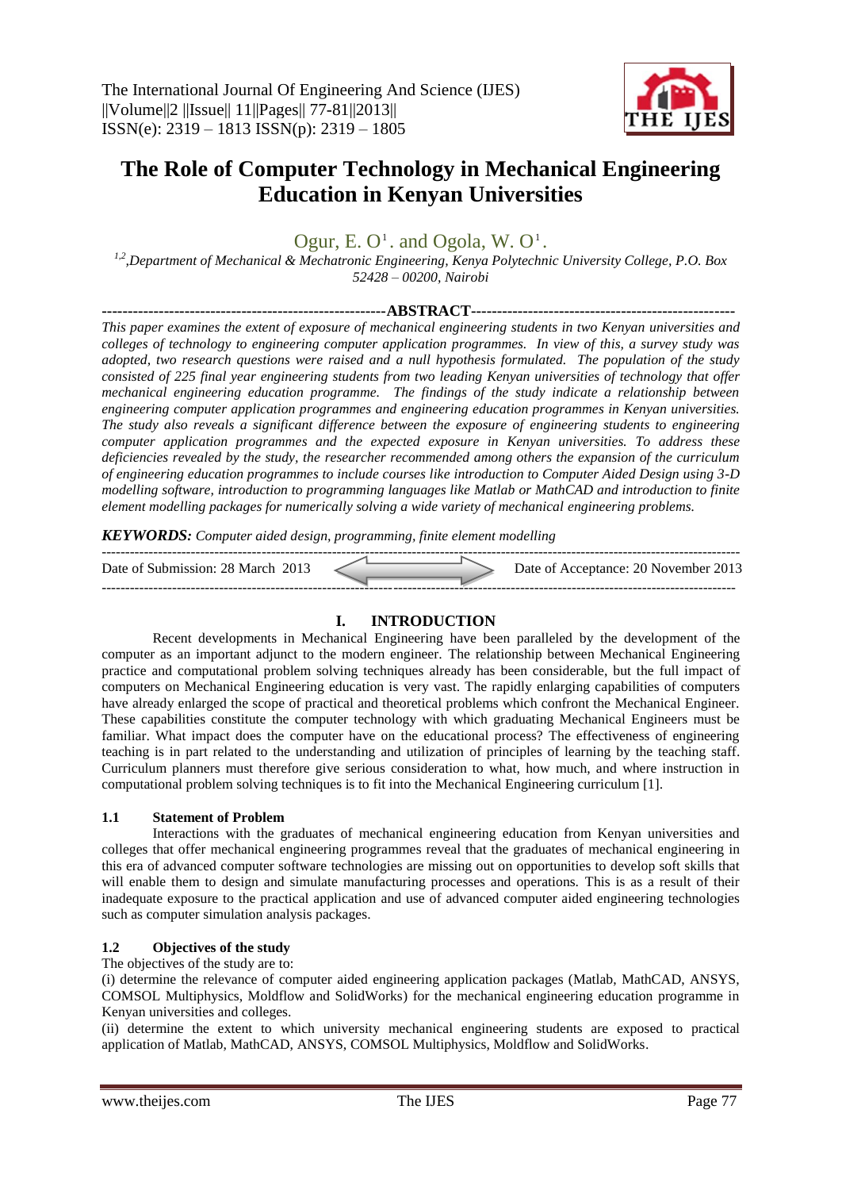# The Role of Computer Technology in Mechanical Engineering Education in Kenyan Universities

Ogur, E. O[1]. and Ogola, W. O[1].

*[1,2],Department of Mechanical & Mechatronic Engineering, Kenya Polytechnic University College, P.O. Box 52428 – 00200, Nairobi*

## ABSTRACT

*This paper examines the extent of exposure of mechanical engineering students in two Kenyan universities and colleges of technology to engineering computer application programmes. In view of this, a survey study was adopted, two research questions were raised and a null hypothesis formulated. The population of the study consisted of 225 final year engineering students from two leading Kenyan universities of technology that offer mechanical engineering education programme. The findings of the study indicate a relationship between engineering computer application programmes and engineering education programmes in Kenyan universities. The study also reveals a significant difference between the exposure of engineering students to engineering computer application programmes and the expected exposure in Kenyan universities. To address these deficiencies revealed by the study, the researcher recommended among others the expansion of the curriculum of engineering education programmes to include courses like introduction to Computer Aided Design using 3-D modelling software, introduction to programming languages like Matlab or MathCAD and introduction to finite element modelling packages for numerically solving a wide variety of mechanical engineering problems.*

***KEYWORDS:*** *Computer aided design, programming, finite element modelling*

Date of Submission: 28 March 2013 | Date of Acceptance: 20 November 2013

## I. INTRODUCTION

Recent developments in Mechanical Engineering have been paralleled by the development of the computer as an important adjunct to the modern engineer. The relationship between Mechanical Engineering practice and computational problem solving techniques already has been considerable, but the full impact of computers on Mechanical Engineering education is very vast. The rapidly enlarging capabilities of computers have already enlarged the scope of practical and theoretical problems which confront the Mechanical Engineer. These capabilities constitute the computer technology with which graduating Mechanical Engineers must be familiar. What impact does the computer have on the educational process? The effectiveness of engineering teaching is in part related to the understanding and utilization of principles of learning by the teaching staff. Curriculum planners must therefore give serious consideration to what, how much, and where instruction in computational problem solving techniques is to fit into the Mechanical Engineering curriculum [1].

### 1.1 Statement of Problem

Interactions with the graduates of mechanical engineering education from Kenyan universities and colleges that offer mechanical engineering programmes reveal that the graduates of mechanical engineering in this era of advanced computer software technologies are missing out on opportunities to develop soft skills that will enable them to design and simulate manufacturing processes and operations. This is as a result of their inadequate exposure to the practical application and use of advanced computer aided engineering technologies such as computer simulation analysis packages.

### 1.2 Objectives of the study

The objectives of the study are to:

(i) determine the relevance of computer aided engineering application packages (Matlab, MathCAD, ANSYS, COMSOL Multiphysics, Moldflow and SolidWorks) for the mechanical engineering education programme in Kenyan universities and colleges.

(ii) determine the extent to which university mechanical engineering students are exposed to practical application of Matlab, MathCAD, ANSYS, COMSOL Multiphysics, Moldflow and SolidWorks.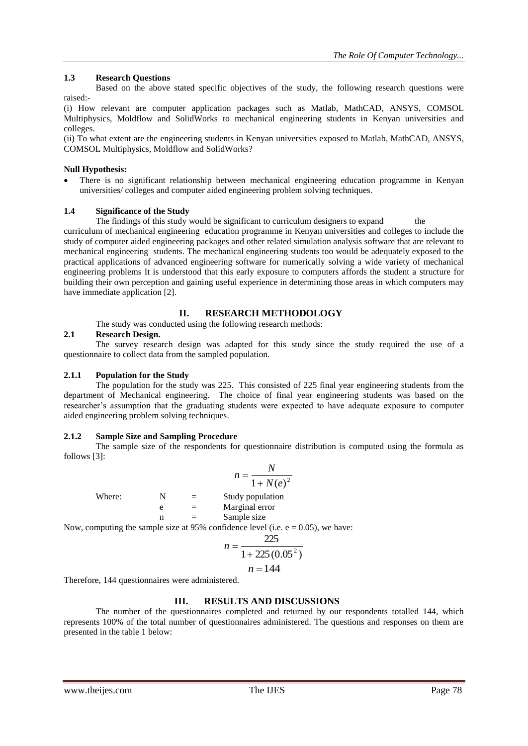### 1.3 Research Questions

Based on the above stated specific objectives of the study, the following research questions were raised:-

(i) How relevant are computer application packages such as Matlab, MathCAD, ANSYS, COMSOL Multiphysics, Moldflow and SolidWorks to mechanical engineering students in Kenyan universities and colleges.

(ii) To what extent are the engineering students in Kenyan universities exposed to Matlab, MathCAD, ANSYS, COMSOL Multiphysics, Moldflow and SolidWorks?

**Null Hypothesis:**

- There is no significant relationship between mechanical engineering education programme in Kenyan universities/ colleges and computer aided engineering problem solving techniques.

### 1.4 Significance of the Study

The findings of this study would be significant to curriculum designers to expand the curriculum of mechanical engineering education programme in Kenyan universities and colleges to include the study of computer aided engineering packages and other related simulation analysis software that are relevant to mechanical engineering students. The mechanical engineering students too would be adequately exposed to the practical applications of advanced engineering software for numerically solving a wide variety of mechanical engineering problems It is understood that this early exposure to computers affords the student a structure for building their own perception and gaining useful experience in determining those areas in which computers may have immediate application [2].

## II. RESEARCH METHODOLOGY

The study was conducted using the following research methods:

### 2.1 Research Design.

The survey research design was adapted for this study since the study required the use of a questionnaire to collect data from the sampled population.

#### 2.1.1 Population for the Study

The population for the study was 225. This consisted of 225 final year engineering students from the department of Mechanical engineering. The choice of final year engineering students was based on the researcher's assumption that the graduating students were expected to have adequate exposure to computer aided engineering problem solving techniques.

#### 2.1.2 Sample Size and Sampling Procedure

The sample size of the respondents for questionnaire distribution is computed using the formula as follows [3]:

$$n = \frac{N}{1 + N(e)^2}$$

Where: N = Study population

e = Marginal error

n = Sample size

Now, computing the sample size at 95% confidence level (i.e. e = 0.05), we have:

$$n = \frac{225}{1 + 225(0.05^2)}$$

$$n = 144$$

Therefore, 144 questionnaires were administered.

## III. RESULTS AND DISCUSSIONS

The number of the questionnaires completed and returned by our respondents totalled 144, which represents 100% of the total number of questionnaires administered. The questions and responses on them are presented in the table 1 below: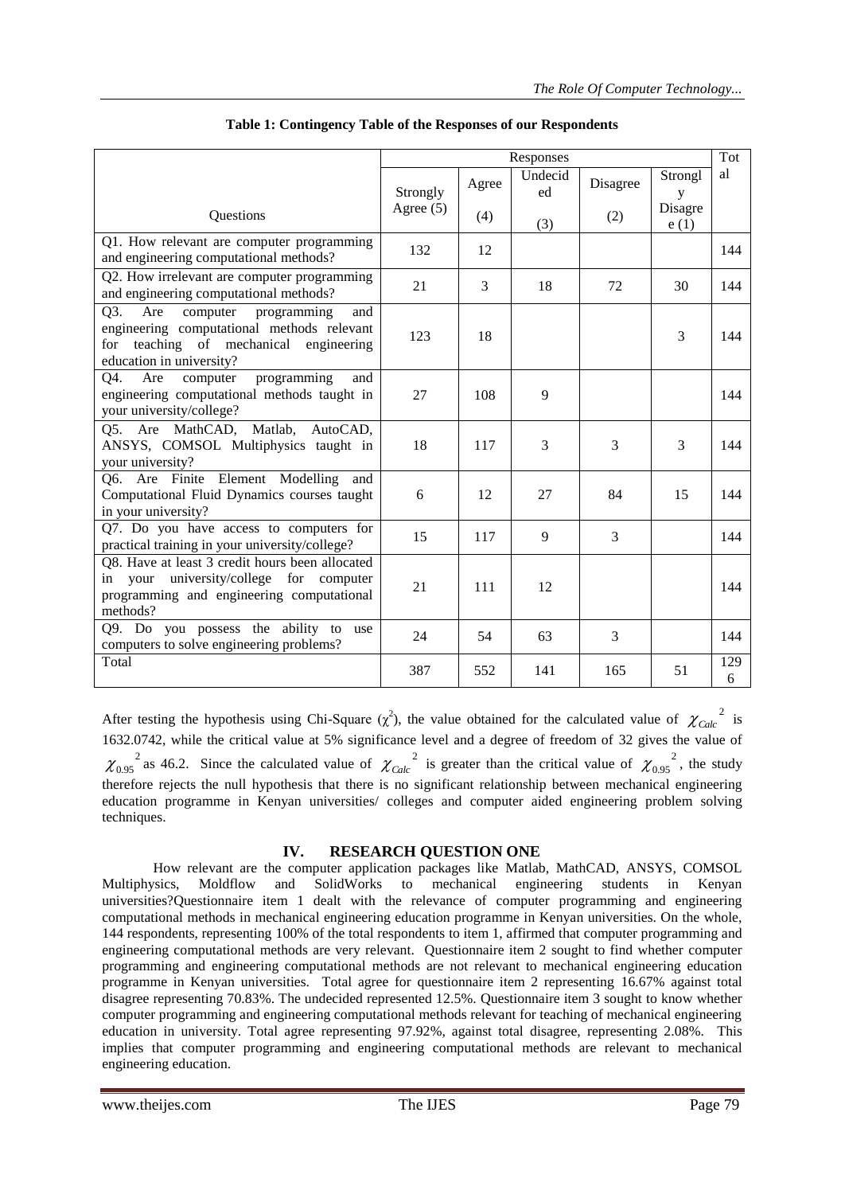**Table 1: Contingency Table of the Responses of our Respondents**

| Questions | Responses | | | | | Total |
|---|---|---|---|---|---|---|
| | Strongly Agree (5) | Agree (4) | Undecided (3) | Disagree (2) | Strongly Disagree (1) | |
| Q1. How relevant are computer programming and engineering computational methods? | 132 | 12 | | | | 144 |
| Q2. How irrelevant are computer programming and engineering computational methods? | 21 | 3 | 18 | 72 | 30 | 144 |
| Q3. Are computer programming and engineering computational methods relevant for teaching of mechanical engineering education in university? | 123 | 18 | | | 3 | 144 |
| Q4. Are computer programming and engineering computational methods taught in your university/college? | 27 | 108 | 9 | | | 144 |
| Q5. Are MathCAD, Matlab, AutoCAD, ANSYS, COMSOL Multiphysics taught in your university? | 18 | 117 | 3 | 3 | 3 | 144 |
| Q6. Are Finite Element Modelling and Computational Fluid Dynamics courses taught in your university? | 6 | 12 | 27 | 84 | 15 | 144 |
| Q7. Do you have access to computers for practical training in your university/college? | 15 | 117 | 9 | 3 | | 144 |
| Q8. Have at least 3 credit hours been allocated in your university/college for computer programming and engineering computational methods? | 21 | 111 | 12 | | | 144 |
| Q9. Do you possess the ability to use computers to solve engineering problems? | 24 | 54 | 63 | 3 | | 144 |
| Total | 387 | 552 | 141 | 165 | 51 | 1296 |

After testing the hypothesis using Chi-Square ($\chi^2$), the value obtained for the calculated value of $\chi_{Calc}^{2}$ is 1632.0742, while the critical value at 5% significance level and a degree of freedom of 32 gives the value of $\chi_{0.95}^{2}$ as 46.2. Since the calculated value of $\chi_{Calc}^{2}$ is greater than the critical value of $\chi_{0.95}^{2}$, the study therefore rejects the null hypothesis that there is no significant relationship between mechanical engineering education programme in Kenyan universities/ colleges and computer aided engineering problem solving techniques.

## IV. RESEARCH QUESTION ONE

How relevant are the computer application packages like Matlab, MathCAD, ANSYS, COMSOL Multiphysics, Moldflow and SolidWorks to mechanical engineering students in Kenyan universities?Questionnaire item 1 dealt with the relevance of computer programming and engineering computational methods in mechanical engineering education programme in Kenyan universities. On the whole, 144 respondents, representing 100% of the total respondents to item 1, affirmed that computer programming and engineering computational methods are very relevant. Questionnaire item 2 sought to find whether computer programming and engineering computational methods are not relevant to mechanical engineering education programme in Kenyan universities. Total agree for questionnaire item 2 representing 16.67% against total disagree representing 70.83%. The undecided represented 12.5%. Questionnaire item 3 sought to know whether computer programming and engineering computational methods relevant for teaching of mechanical engineering education in university. Total agree representing 97.92%, against total disagree, representing 2.08%. This implies that computer programming and engineering computational methods are relevant to mechanical engineering education.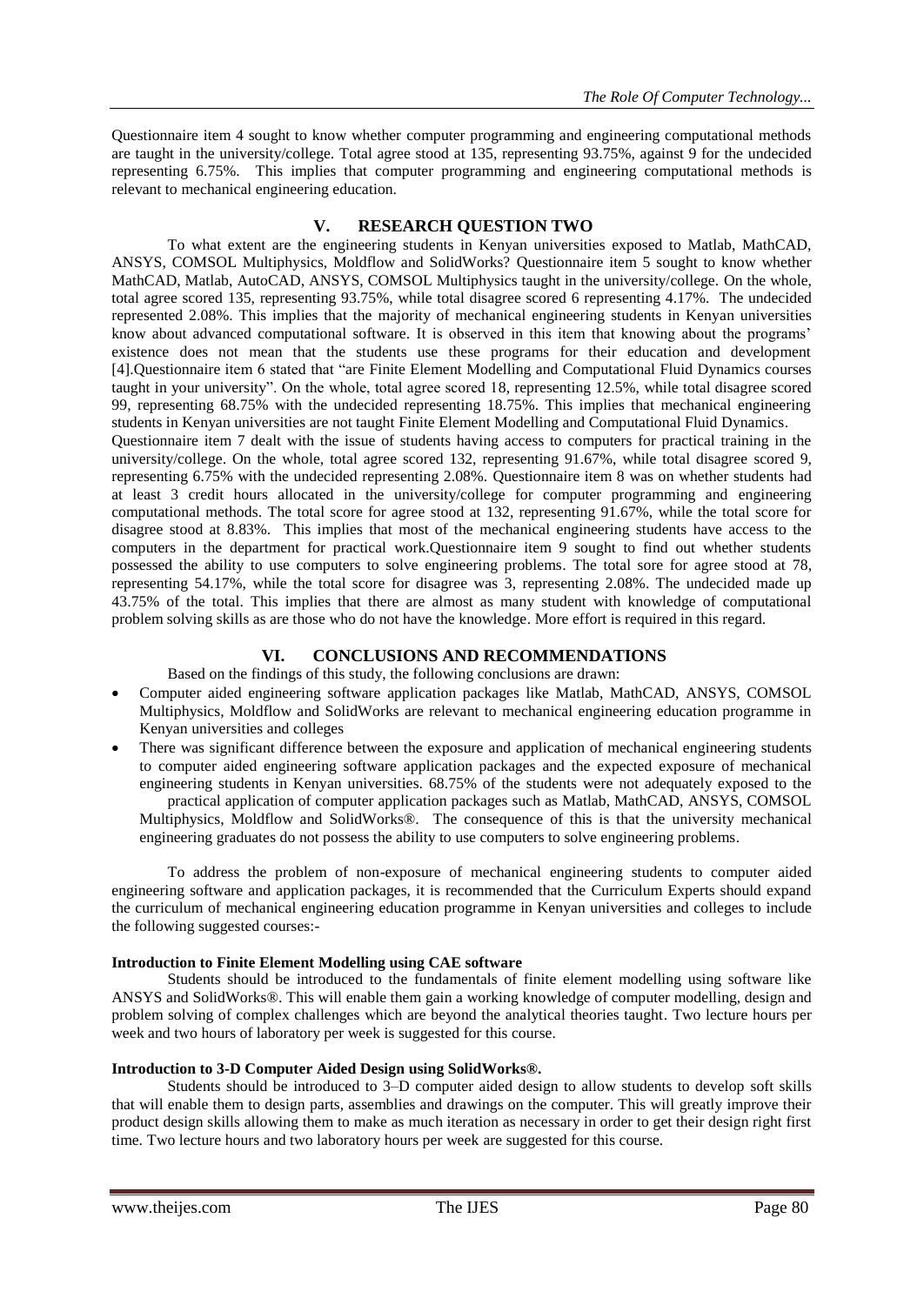Questionnaire item 4 sought to know whether computer programming and engineering computational methods are taught in the university/college. Total agree stood at 135, representing 93.75%, against 9 for the undecided representing 6.75%. This implies that computer programming and engineering computational methods is relevant to mechanical engineering education.

## V. RESEARCH QUESTION TWO

To what extent are the engineering students in Kenyan universities exposed to Matlab, MathCAD, ANSYS, COMSOL Multiphysics, Moldflow and SolidWorks? Questionnaire item 5 sought to know whether MathCAD, Matlab, AutoCAD, ANSYS, COMSOL Multiphysics taught in the university/college. On the whole, total agree scored 135, representing 93.75%, while total disagree scored 6 representing 4.17%. The undecided represented 2.08%. This implies that the majority of mechanical engineering students in Kenyan universities know about advanced computational software. It is observed in this item that knowing about the programs' existence does not mean that the students use these programs for their education and development [4].Questionnaire item 6 stated that "are Finite Element Modelling and Computational Fluid Dynamics courses taught in your university". On the whole, total agree scored 18, representing 12.5%, while total disagree scored 99, representing 68.75% with the undecided representing 18.75%. This implies that mechanical engineering students in Kenyan universities are not taught Finite Element Modelling and Computational Fluid Dynamics.

Questionnaire item 7 dealt with the issue of students having access to computers for practical training in the university/college. On the whole, total agree scored 132, representing 91.67%, while total disagree scored 9, representing 6.75% with the undecided representing 2.08%. Questionnaire item 8 was on whether students had at least 3 credit hours allocated in the university/college for computer programming and engineering computational methods. The total score for agree stood at 132, representing 91.67%, while the total score for disagree stood at 8.83%. This implies that most of the mechanical engineering students have access to the computers in the department for practical work.Questionnaire item 9 sought to find out whether students possessed the ability to use computers to solve engineering problems. The total sore for agree stood at 78, representing 54.17%, while the total score for disagree was 3, representing 2.08%. The undecided made up 43.75% of the total. This implies that there are almost as many student with knowledge of computational problem solving skills as are those who do not have the knowledge. More effort is required in this regard.

## VI. CONCLUSIONS AND RECOMMENDATIONS

Based on the findings of this study, the following conclusions are drawn:

- Computer aided engineering software application packages like Matlab, MathCAD, ANSYS, COMSOL Multiphysics, Moldflow and SolidWorks are relevant to mechanical engineering education programme in Kenyan universities and colleges
- There was significant difference between the exposure and application of mechanical engineering students to computer aided engineering software application packages and the expected exposure of mechanical engineering students in Kenyan universities. 68.75% of the students were not adequately exposed to the practical application of computer application packages such as Matlab, MathCAD, ANSYS, COMSOL Multiphysics, Moldflow and SolidWorks®. The consequence of this is that the university mechanical engineering graduates do not possess the ability to use computers to solve engineering problems.

To address the problem of non-exposure of mechanical engineering students to computer aided engineering software and application packages, it is recommended that the Curriculum Experts should expand the curriculum of mechanical engineering education programme in Kenyan universities and colleges to include the following suggested courses:-

**Introduction to Finite Element Modelling using CAE software**

Students should be introduced to the fundamentals of finite element modelling using software like ANSYS and SolidWorks®. This will enable them gain a working knowledge of computer modelling, design and problem solving of complex challenges which are beyond the analytical theories taught. Two lecture hours per week and two hours of laboratory per week is suggested for this course.

**Introduction to 3-D Computer Aided Design using SolidWorks®.**

Students should be introduced to 3–D computer aided design to allow students to develop soft skills that will enable them to design parts, assemblies and drawings on the computer. This will greatly improve their product design skills allowing them to make as much iteration as necessary in order to get their design right first time. Two lecture hours and two laboratory hours per week are suggested for this course.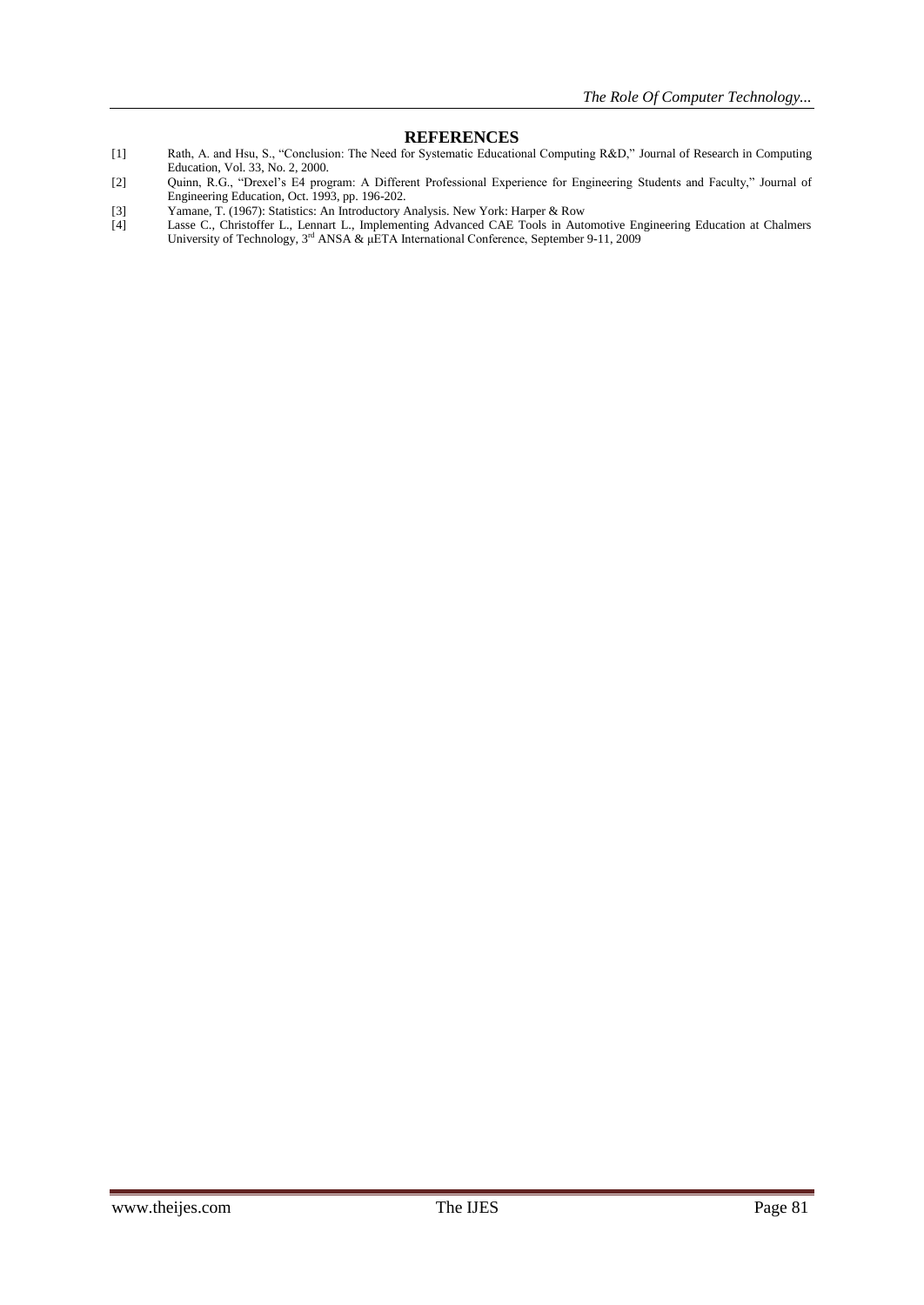## REFERENCES

[1] Rath, A. and Hsu, S., "Conclusion: The Need for Systematic Educational Computing R&D," Journal of Research in Computing Education, Vol. 33, No. 2, 2000.

[2] Quinn, R.G., "Drexel's E4 program: A Different Professional Experience for Engineering Students and Faculty," Journal of Engineering Education, Oct. 1993, pp. 196-202.

[3] Yamane, T. (1967): Statistics: An Introductory Analysis. New York: Harper & Row

[4] Lasse C., Christoffer L., Lennart L., Implementing Advanced CAE Tools in Automotive Engineering Education at Chalmers University of Technology, 3rd ANSA & μETA International Conference, September 9-11, 2009